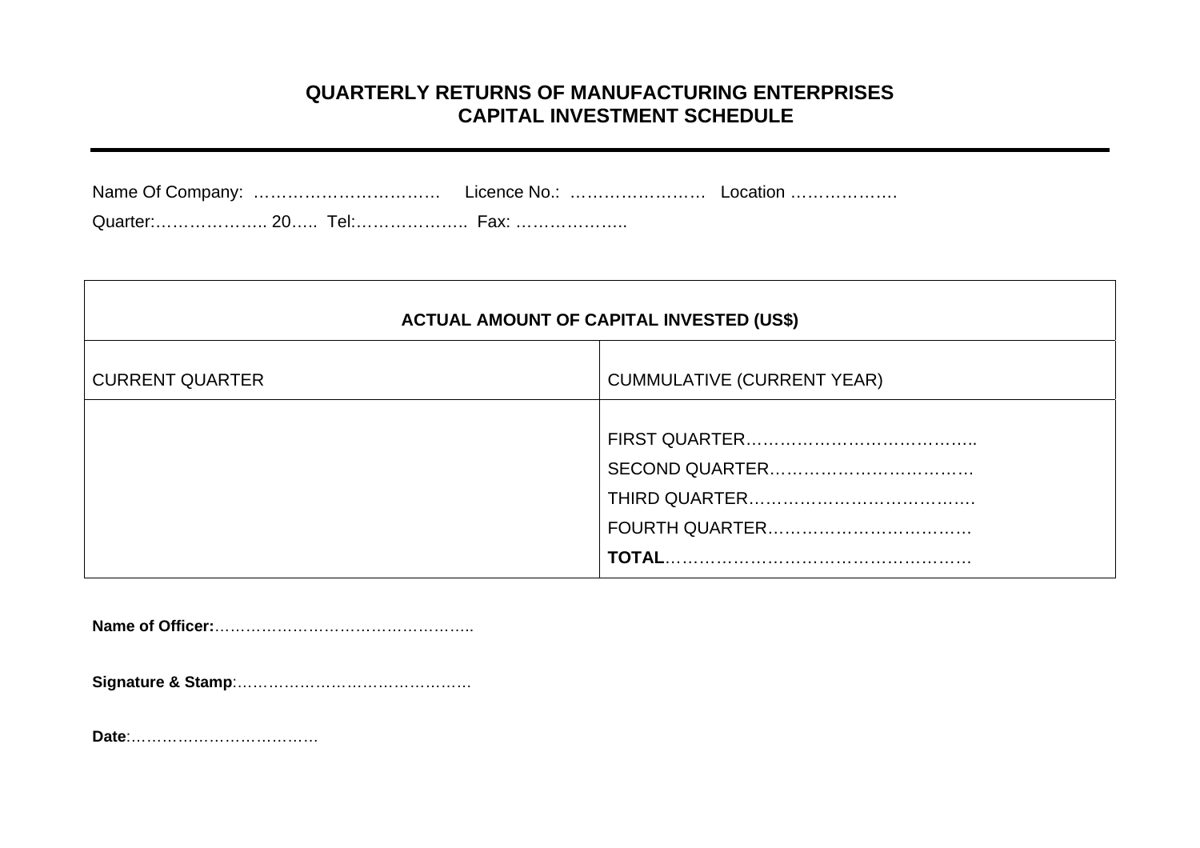# QUARTERLY RETURNS OF MANUFACTURING ENTERPRISES
## CAPITAL INVESTMENT SCHEDULE

---

Name Of Company: …………………………… Licence No.: …………………… Location ……………….

Quarter:……………….. 20….. Tel:……………….. Fax: ………………..

| ACTUAL AMOUNT OF CAPITAL INVESTED (US$) | |
|---|---|
| CURRENT QUARTER | CUMMULATIVE (CURRENT YEAR) |
| | FIRST QUARTER………………………………….. <br> SECOND QUARTER……………………………… <br> THIRD QUARTER…………………………………. <br> FOURTH QUARTER……………………………… <br> **TOTAL**……………………………………………… |

**Name of Officer:**…………………………………………..

**Signature & Stamp**:………………………………………

**Date**:………………………………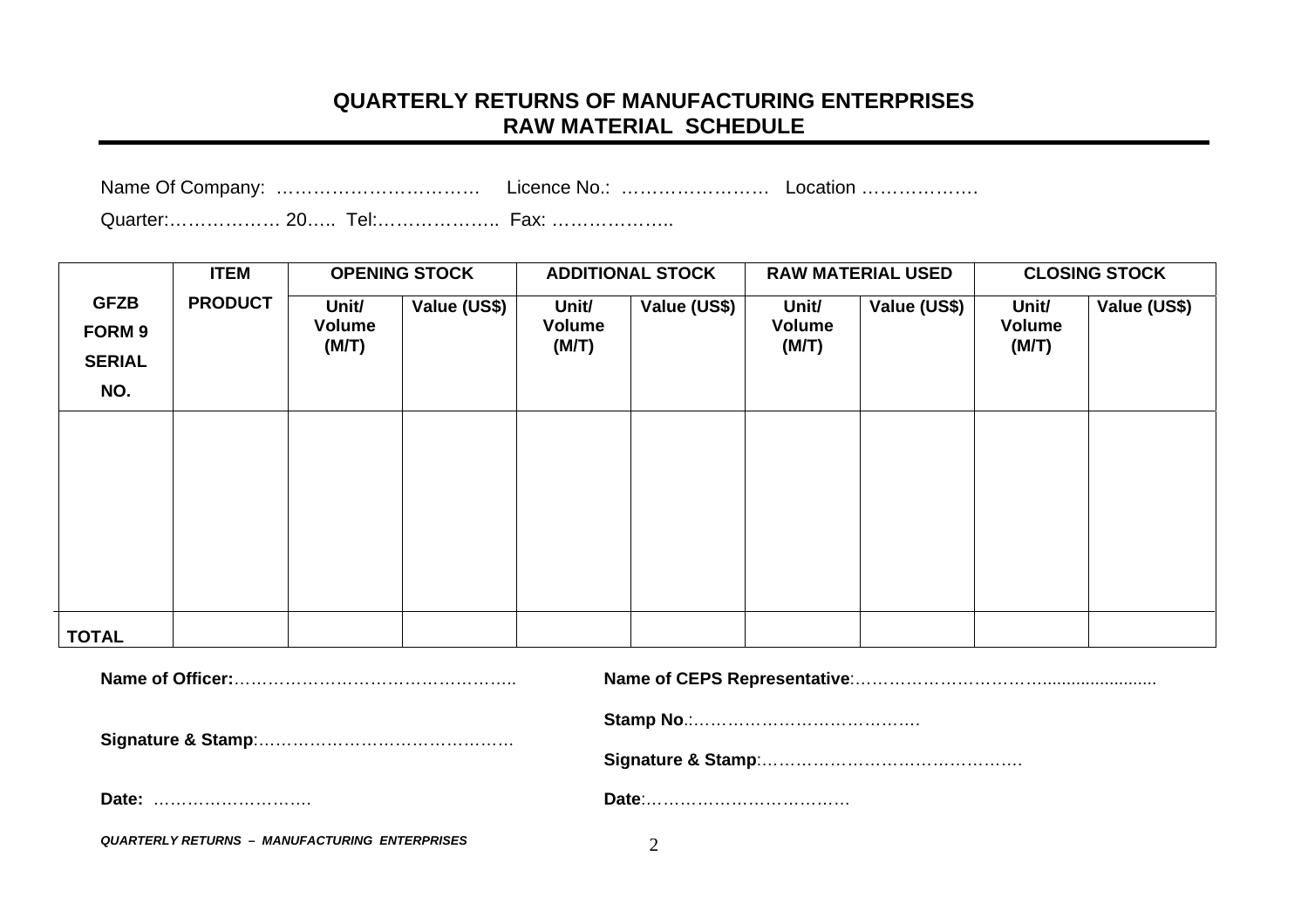## QUARTERLY RETURNS OF MANUFACTURING ENTERPRISES
## RAW MATERIAL SCHEDULE

Name Of Company: …………………………… Licence No.: …………………… Location ……………….

Quarter:……………… 20….. Tel:……………….. Fax: ………………..

| GFZB FORM 9 SERIAL NO. | ITEM PRODUCT | OPENING STOCK | | ADDITIONAL STOCK | | RAW MATERIAL USED | | CLOSING STOCK | |
|---|---|---|---|---|---|---|---|---|---|
| | | Unit/ Volume (M/T) | Value (US$) | Unit/ Volume (M/T) | Value (US$) | Unit/ Volume (M/T) | Value (US$) | Unit/ Volume (M/T) | Value (US$) |
| | | | | | | | | | |
| **TOTAL** | | | | | | | | | |

**Name of Officer:**…………………………………………..

**Signature & Stamp**:……………………………………….

**Date:** ……………………….

**Name of CEPS Representative**:………………………………........................

**Stamp No**.:……………………………………

**Signature & Stamp**:………………………………………..

**Date**:………………………………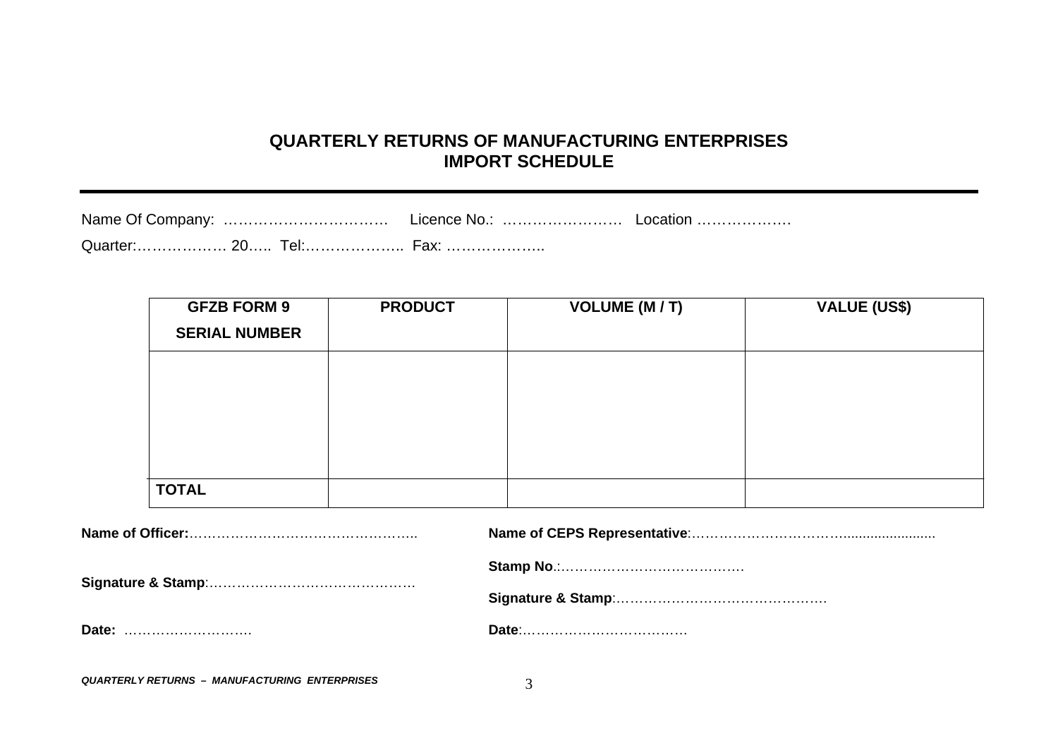## QUARTERLY RETURNS OF MANUFACTURING ENTERPRISES
## IMPORT SCHEDULE

---

Name Of Company: …………………………… Licence No.: …………………… Location ……………….

Quarter:……………… 20….. Tel:……………….. Fax: ………………..

| GFZB FORM 9 SERIAL NUMBER | PRODUCT | VOLUME (M / T) | VALUE (US$) |
|---|---|---|---|
| | | | |
| **TOTAL** | | | |

**Name of Officer:**…………………………………………..

**Signature & Stamp**:………………………………………

**Date:** ……………………….

**Name of CEPS Representative**:……………………………........................

**Stamp No**.:………………………………….

**Signature & Stamp**:……………………………………….

**Date**:………………………………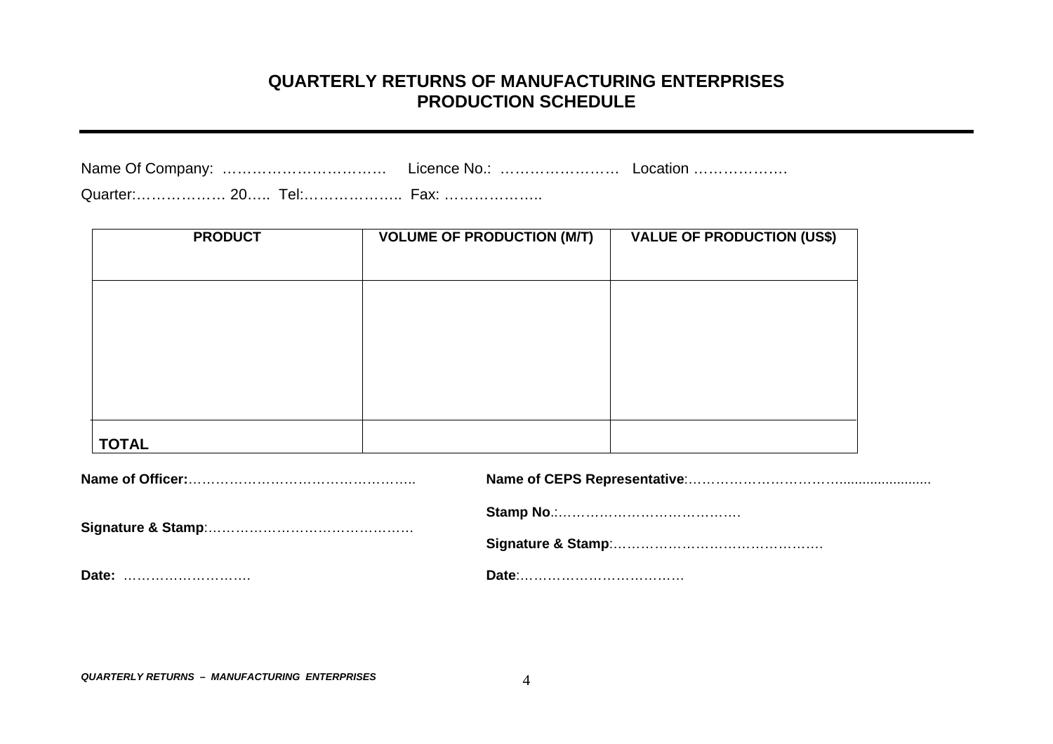# QUARTERLY RETURNS OF MANUFACTURING ENTERPRISES
# PRODUCTION SCHEDULE

---

Name Of Company: …………………………… Licence No.: …………………… Location ……………….

Quarter:……………… 20….. Tel:……………….. Fax: ………………..

| PRODUCT | VOLUME OF PRODUCTION (M/T) | VALUE OF PRODUCTION (US$) |
|---|---|---|
| | | |
| **TOTAL** | | |

**Name of Officer:**…………………………………………..

**Signature & Stamp**:………………………………………

**Date:** ……………………….

**Name of CEPS Representative**:……………………………........................

**Stamp No**.:………………………………….

**Signature & Stamp**:……………………………………….

**Date**:………………………………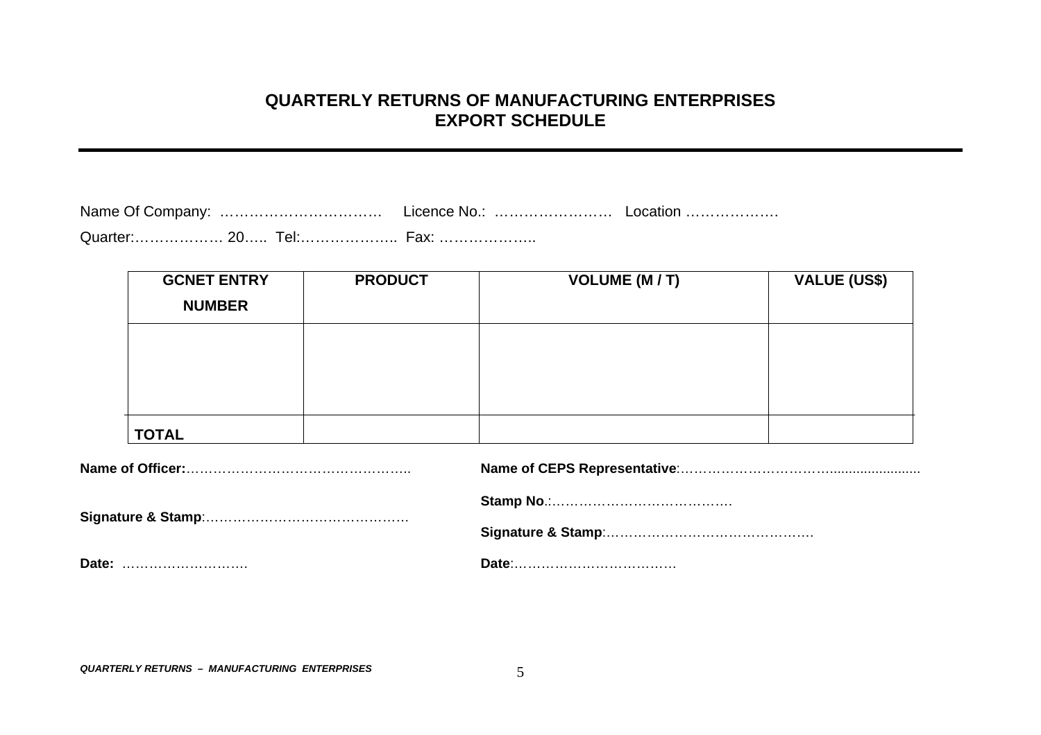# QUARTERLY RETURNS OF MANUFACTURING ENTERPRISES
# EXPORT SCHEDULE

Name Of Company: …………………………… Licence No.: …………………… Location ……………….

Quarter:……………… 20….. Tel:……………….. Fax: ………………..

| GCNET ENTRY NUMBER | PRODUCT | VOLUME (M / T) | VALUE (US$) |
|---|---|---|---|
| | | | |
| **TOTAL** | | | |

**Name of Officer:**………………………………………….

**Signature & Stamp**:………………………………………

**Date:** ……………………….

**Name of CEPS Representative**:……………………………........................

**Stamp No**.:………………………………….

**Signature & Stamp**:……………………………………….

**Date**:………………………………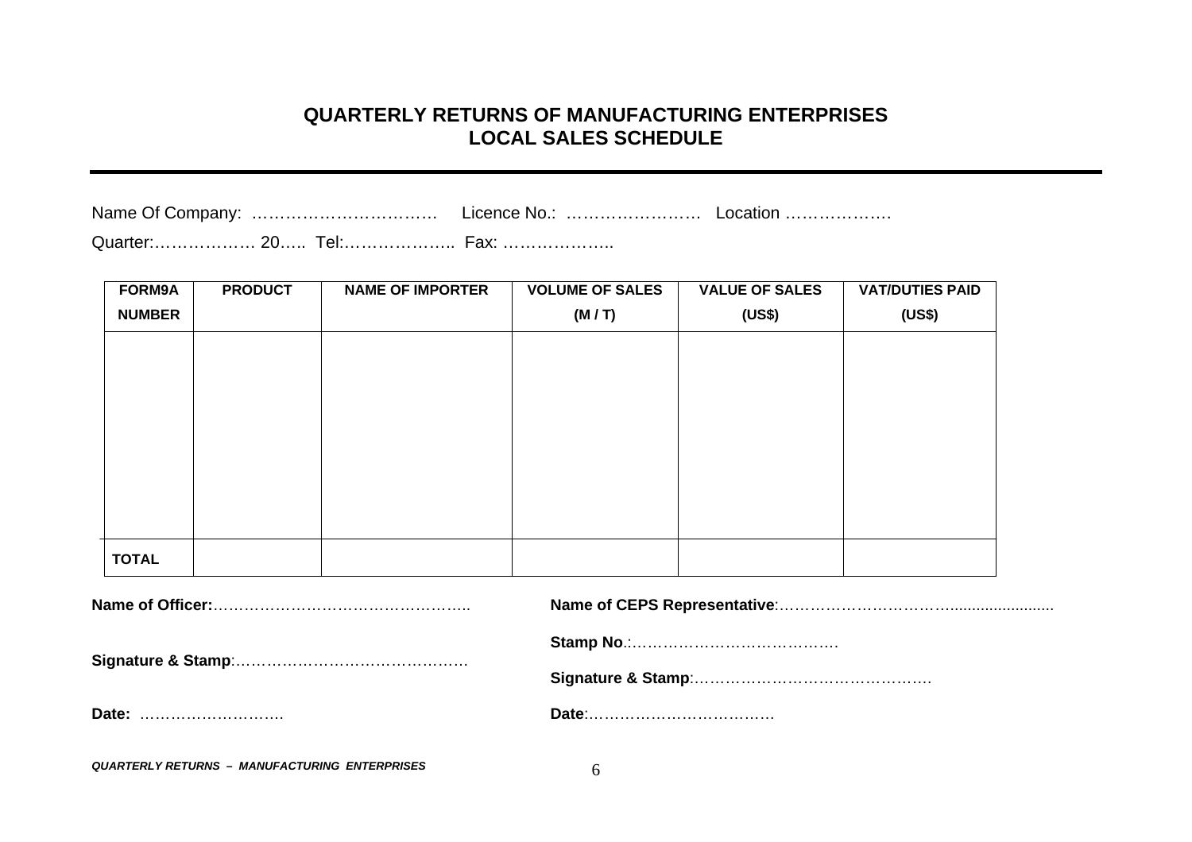# QUARTERLY RETURNS OF MANUFACTURING ENTERPRISES
## LOCAL SALES SCHEDULE

---

Name Of Company: ……………………………  Licence No.: ……………………  Location ……………….

Quarter:……………… 20….. Tel:……………….. Fax: ………………..

| FORM9A NUMBER | PRODUCT | NAME OF IMPORTER | VOLUME OF SALES (M / T) | VALUE OF SALES (US$) | VAT/DUTIES PAID (US$) |
|---|---|---|---|---|---|
| | | | | | |
| **TOTAL** | | | | | |

**Name of Officer:**…………………………………………..

**Signature & Stamp**:………………………………………

**Date:** ……………………….

**Name of CEPS Representative**:…………………………….......................

**Stamp No**.:……………………………………

**Signature & Stamp**:……………………………………….

**Date**:………………………………

***QUARTERLY RETURNS – MANUFACTURING ENTERPRISES***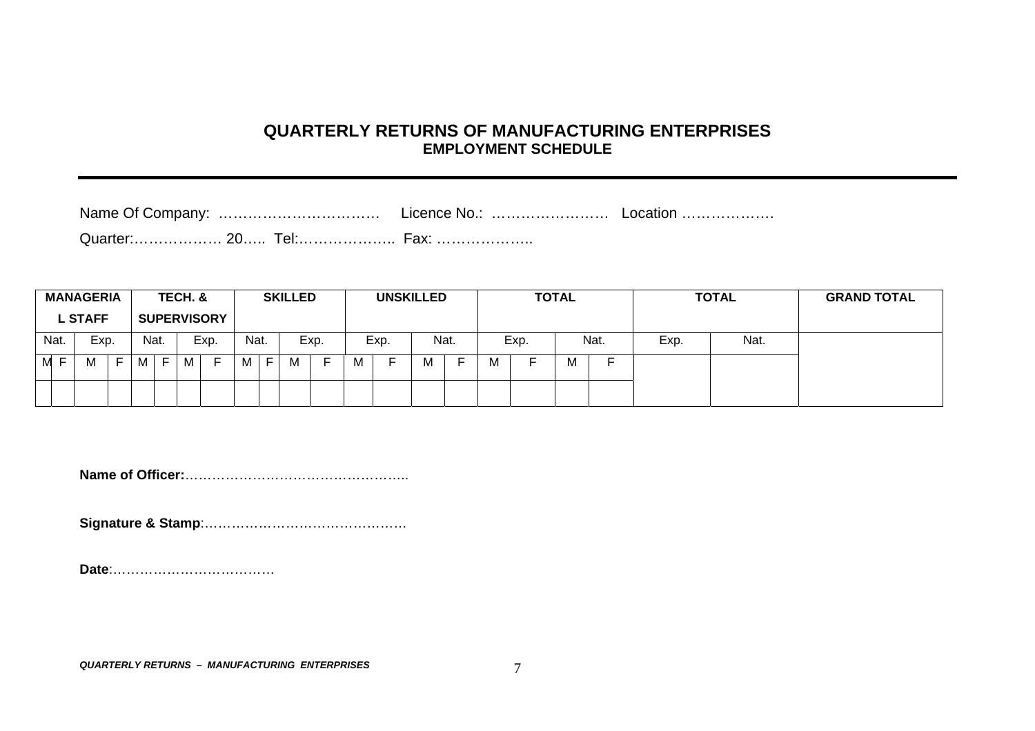# QUARTERLY RETURNS OF MANUFACTURING ENTERPRISES
## EMPLOYMENT SCHEDULE

Name Of Company: …………………………… Licence No.: …………………… Location ……………….

Quarter:……………… 20….. Tel:……………….. Fax: ………………..

| MANAGERIAL STAFF | | | | TECH. & SUPERVISORY | | | | SKILLED | | | | UNSKILLED | | | | TOTAL | | | | TOTAL | | GRAND TOTAL |
|---|---|---|---|---|---|---|---|---|---|---|---|---|---|---|---|---|---|---|---|---|---|---|
| Nat. | | Exp. | | Nat. | | Exp. | | Nat. | | Exp. | | Exp. | | Nat. | | Exp. | | Nat. | | Exp. | Nat. | |
| M | F | M | F | M | F | M | F | M | F | M | F | M | F | M | F | M | F | M | F | | | |
| | | | | | | | | | | | | | | | | | | | | | | |

**Name of Officer:**…………………………………………..

**Signature & Stamp**:………………………………………

**Date**:………………………………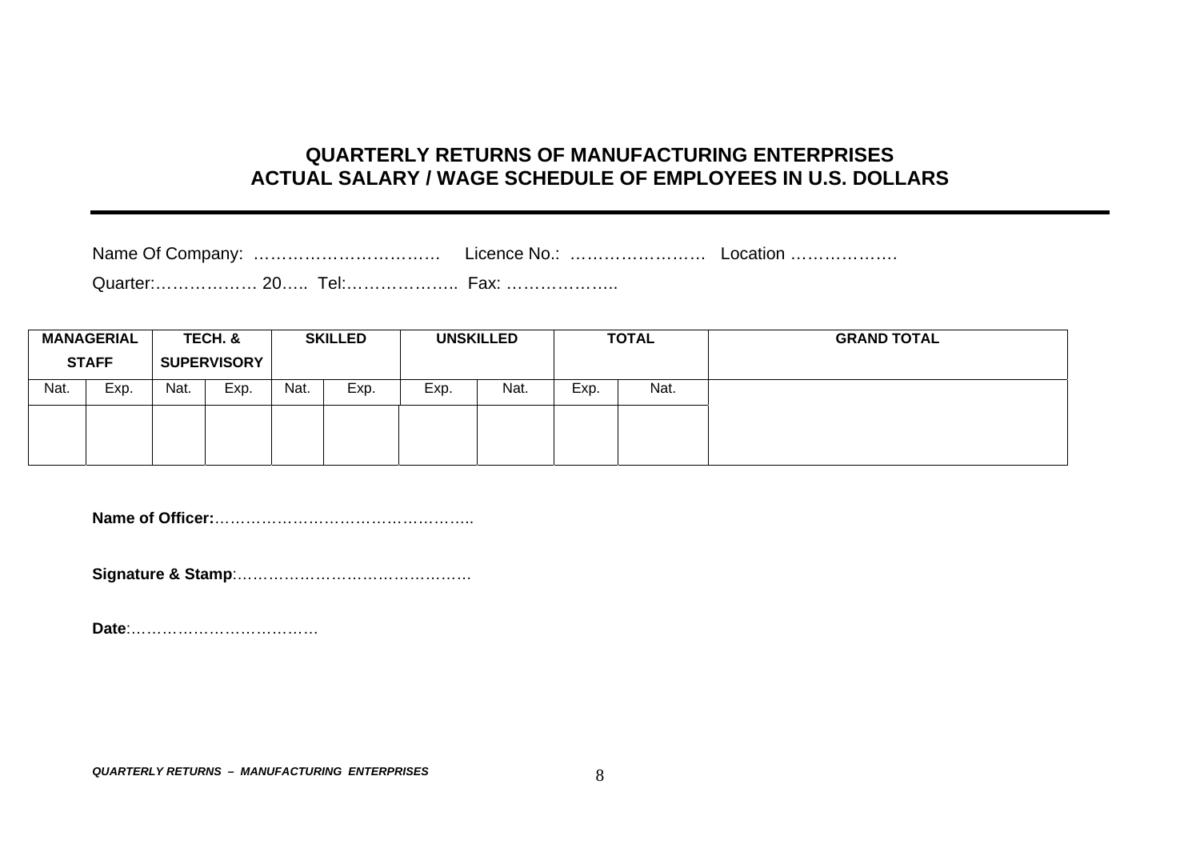## QUARTERLY RETURNS OF MANUFACTURING ENTERPRISES
## ACTUAL SALARY / WAGE SCHEDULE OF EMPLOYEES IN U.S. DOLLARS

---

Name Of Company: …………………………… Licence No.: …………………… Location ……………….

Quarter:……………… 20….. Tel:……………….. Fax: ………………..

| MANAGERIAL STAFF | | TECH. & SUPERVISORY | | SKILLED | | UNSKILLED | | TOTAL | | GRAND TOTAL |
|---|---|---|---|---|---|---|---|---|---|---|
| Nat. | Exp. | Nat. | Exp. | Nat. | Exp. | Exp. | Nat. | Exp. | Nat. | |
| | | | | | | | | | | |

**Name of Officer:**…………………………………………..

**Signature & Stamp**:……………………………………….

**Date**:………………………………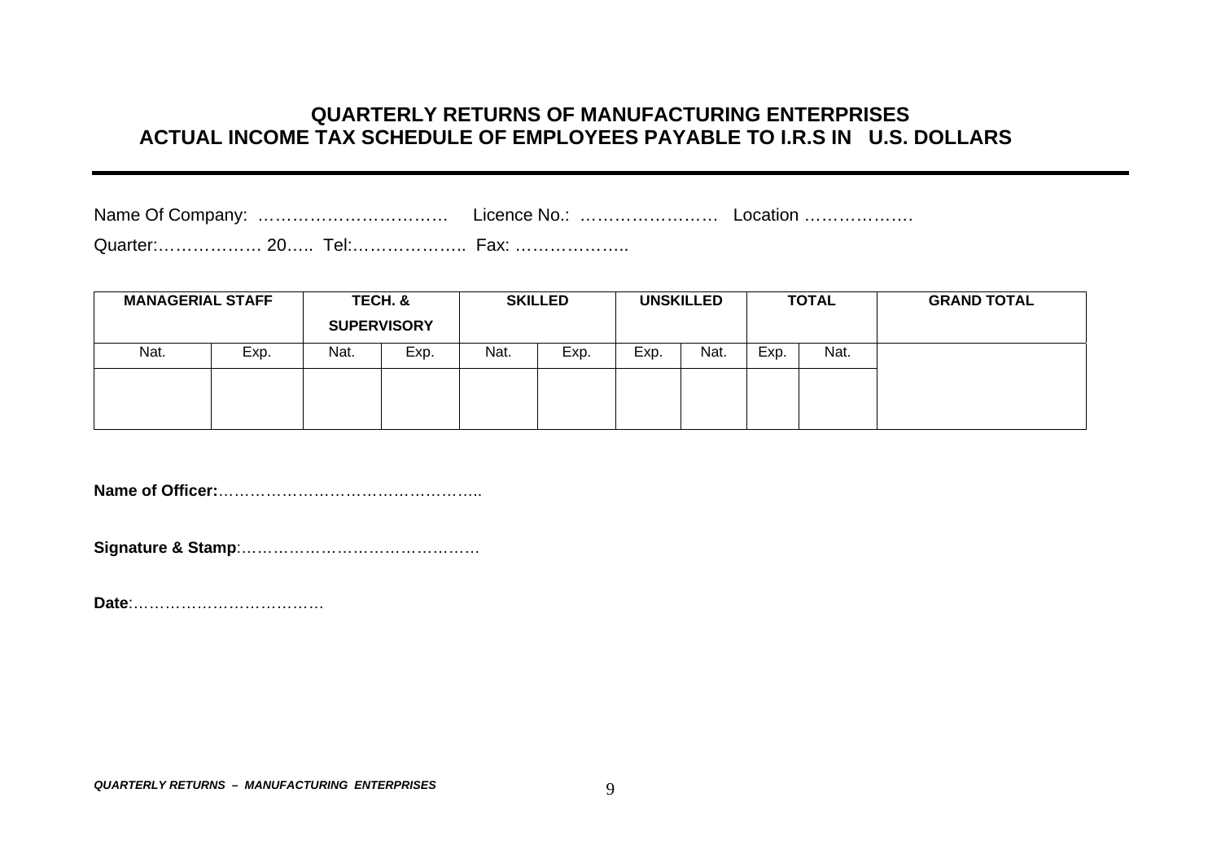# QUARTERLY RETURNS OF MANUFACTURING ENTERPRISES
## ACTUAL INCOME TAX SCHEDULE OF EMPLOYEES PAYABLE TO I.R.S IN U.S. DOLLARS

Name Of Company: …………………………… Licence No.: …………………… Location ……………….

Quarter:……………… 20….. Tel:……………….. Fax: ………………..

| MANAGERIAL STAFF | | TECH. & SUPERVISORY | | SKILLED | | UNSKILLED | | TOTAL | | GRAND TOTAL |
|---|---|---|---|---|---|---|---|---|---|---|
| Nat. | Exp. | Nat. | Exp. | Nat. | Exp. | Exp. | Nat. | Exp. | Nat. | |
| | | | | | | | | | | |

**Name of Officer:**…………………………………………..

**Signature & Stamp**:…………………………………….

**Date**:………………………………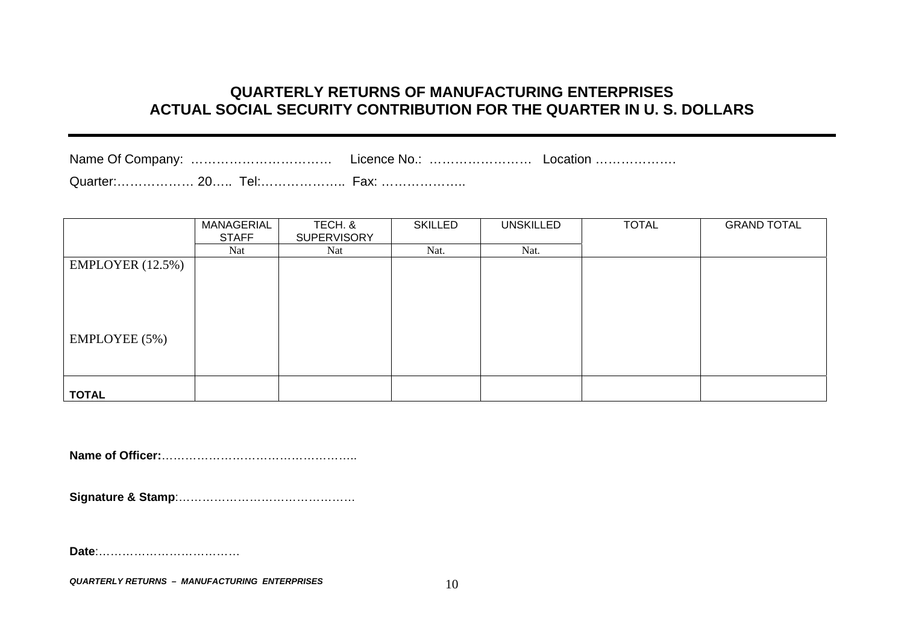## QUARTERLY RETURNS OF MANUFACTURING ENTERPRISES
## ACTUAL SOCIAL SECURITY CONTRIBUTION FOR THE QUARTER IN U. S. DOLLARS

---

Name Of Company: …………………………… Licence No.: …………………… Location ……………….

Quarter:……………… 20….. Tel:……………….. Fax: ………………..

| | MANAGERIAL STAFF | TECH. & SUPERVISORY | SKILLED | UNSKILLED | TOTAL | GRAND TOTAL |
|---|---|---|---|---|---|---|
| | Nat | Nat | Nat. | Nat. | | |
| EMPLOYER (12.5%) | | | | | | |
| EMPLOYEE (5%) | | | | | | |
| **TOTAL** | | | | | | |

**Name of Officer:**…………………………………………..

**Signature & Stamp**:………………………………………

**Date**:………………………………

***QUARTERLY RETURNS – MANUFACTURING ENTERPRISES***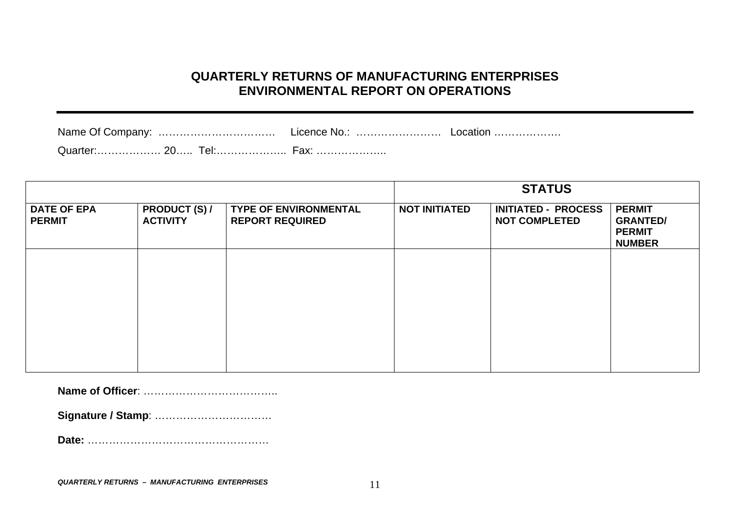# QUARTERLY RETURNS OF MANUFACTURING ENTERPRISES
## ENVIRONMENTAL REPORT ON OPERATIONS

Name Of Company: …………………………… Licence No.: …………………… Location ……………….

Quarter:……………… 20….. Tel:……………….. Fax: ………………..

| | | | STATUS | | |
|---|---|---|---|---|---|
| **DATE OF EPA PERMIT** | **PRODUCT (S) / ACTIVITY** | **TYPE OF ENVIRONMENTAL REPORT REQUIRED** | **NOT INITIATED** | **INITIATED - PROCESS NOT COMPLETED** | **PERMIT GRANTED/ PERMIT NUMBER** |
| | | | | | |

**Name of Officer**: ………………………………..

**Signature / Stamp**: ……………………………

**Date:** ……………………………………………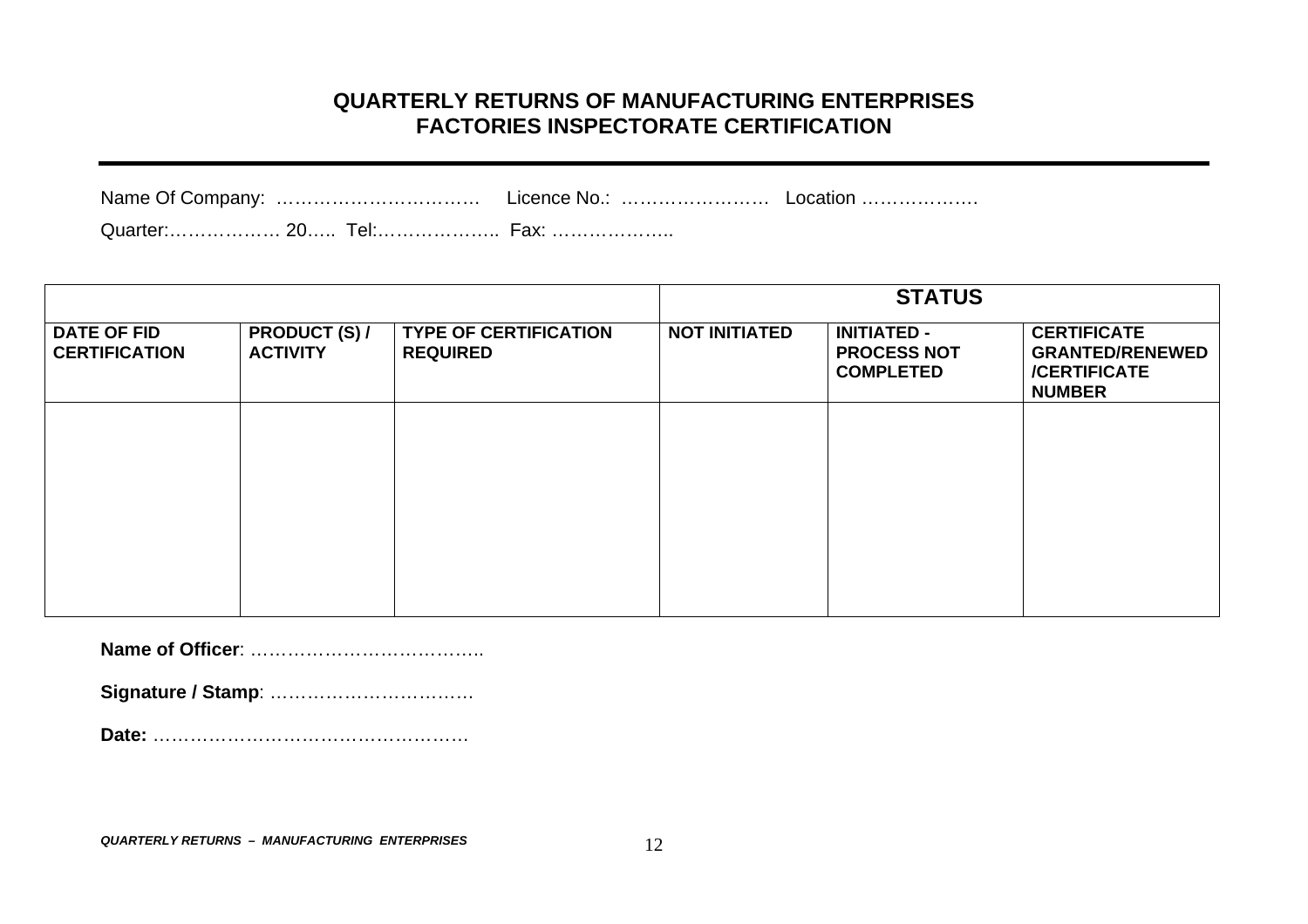## QUARTERLY RETURNS OF MANUFACTURING ENTERPRISES
## FACTORIES INSPECTORATE CERTIFICATION

Name Of Company: …………………………… Licence No.: …………………… Location ……………….

Quarter:……………… 20….. Tel:……………….. Fax: ………………..

| | | | STATUS | | |
|---|---|---|---|---|---|
| **DATE OF FID CERTIFICATION** | **PRODUCT (S) / ACTIVITY** | **TYPE OF CERTIFICATION REQUIRED** | **NOT INITIATED** | **INITIATED - PROCESS NOT COMPLETED** | **CERTIFICATE GRANTED/RENEWED /CERTIFICATE NUMBER** |
| | | | | | |

**Name of Officer**: ………………………………..

**Signature / Stamp**: ……………………………

**Date:** ……………………………………………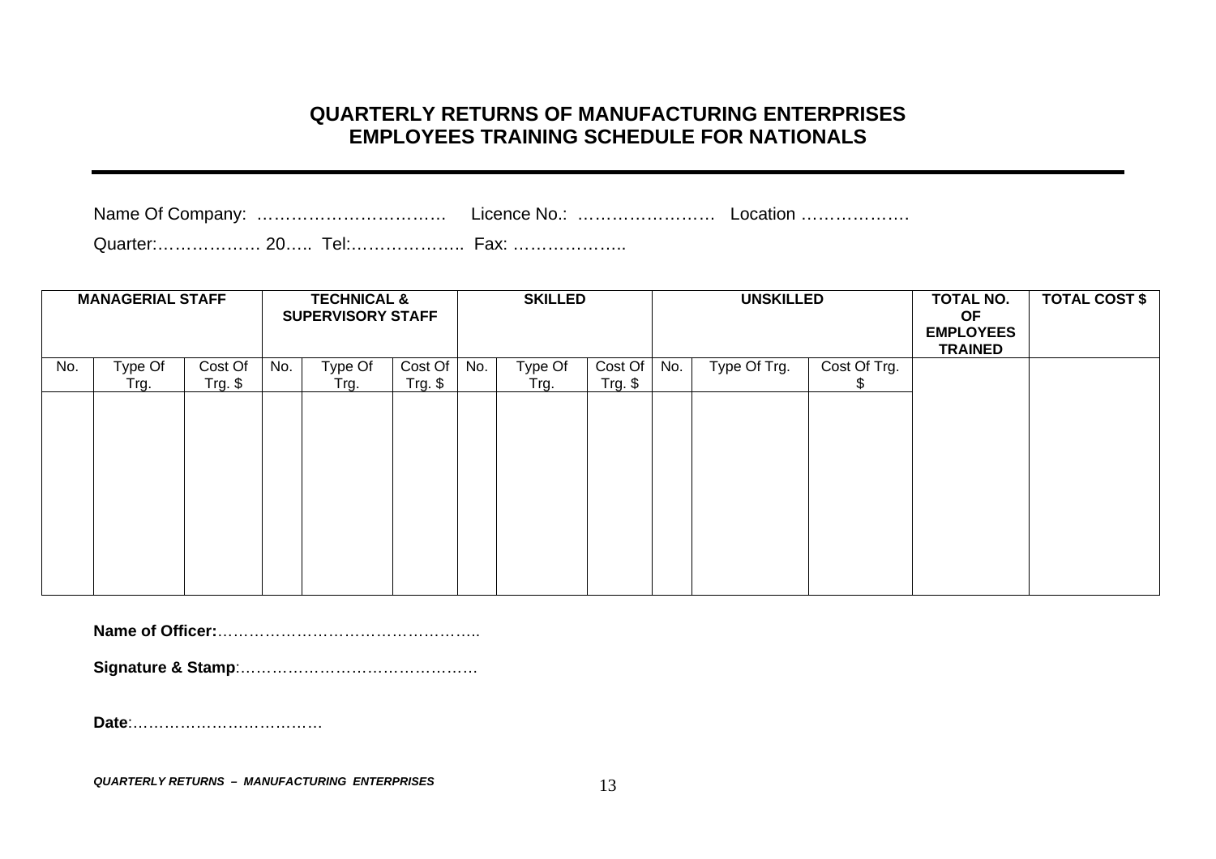# QUARTERLY RETURNS OF MANUFACTURING ENTERPRISES
# EMPLOYEES TRAINING SCHEDULE FOR NATIONALS

---

Name Of Company: …………………………… Licence No.: …………………… Location ……………….

Quarter:……………… 20….. Tel:……………….. Fax: ………………..

| **MANAGERIAL STAFF** | | | **TECHNICAL & SUPERVISORY STAFF** | | | **SKILLED** | | | **UNSKILLED** | | | **TOTAL NO. OF EMPLOYEES TRAINED** | **TOTAL COST $** |
|---|---|---|---|---|---|---|---|---|---|---|---|---|---|
| No. | Type Of Trg. | Cost Of Trg. $ | No. | Type Of Trg. | Cost Of Trg. $ | No. | Type Of Trg. | Cost Of Trg. $ | No. | Type Of Trg. | Cost Of Trg. $ | | |
| | | | | | | | | | | | | | |

**Name of Officer:**…………………………………………..

**Signature & Stamp**:………………………………………

**Date**:………………………………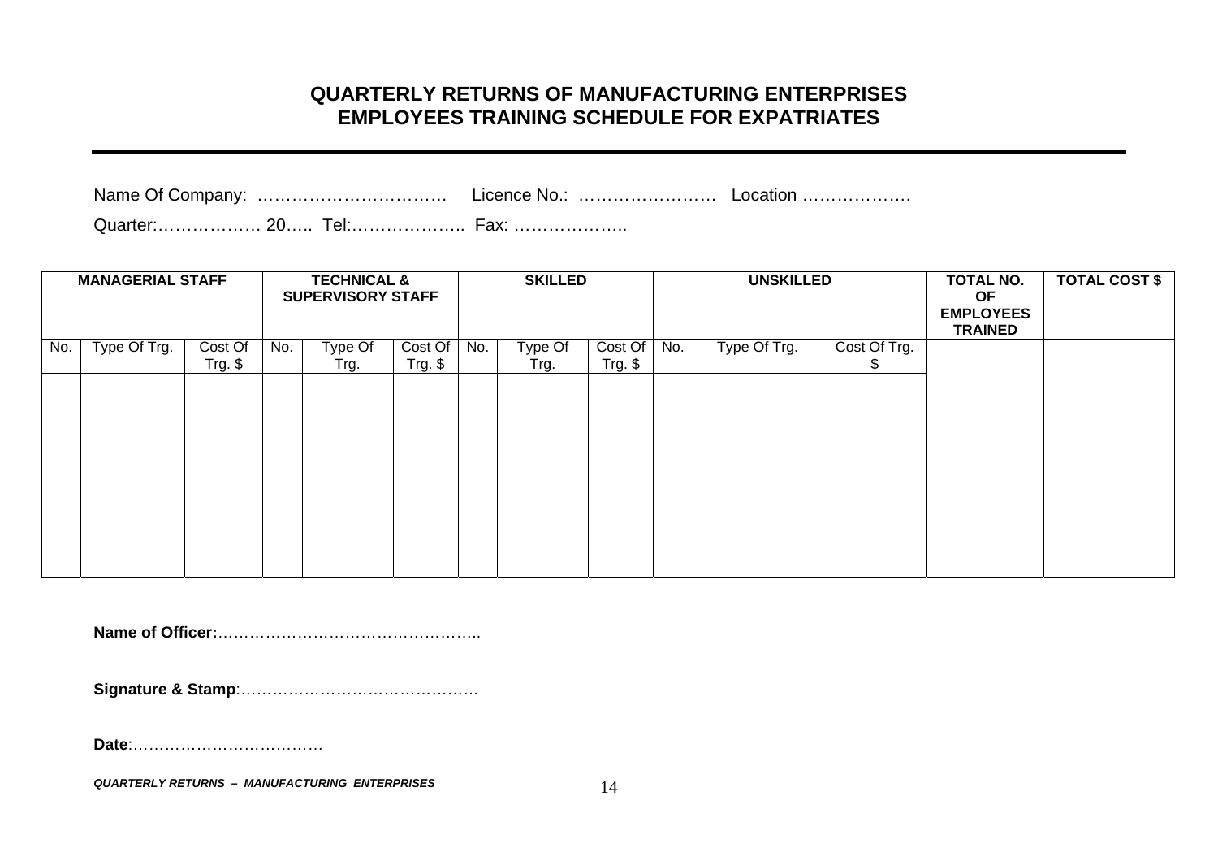# QUARTERLY RETURNS OF MANUFACTURING ENTERPRISES
# EMPLOYEES TRAINING SCHEDULE FOR EXPATRIATES

Name Of Company: …………………………… Licence No.: …………………… Location ……………….

Quarter:……………… 20….. Tel:……………….. Fax: ………………..

| MANAGERIAL STAFF | | | TECHNICAL & SUPERVISORY STAFF | | | SKILLED | | | UNSKILLED | | | TOTAL NO. OF EMPLOYEES TRAINED | TOTAL COST $ |
|---|---|---|---|---|---|---|---|---|---|---|---|---|---|
| No. | Type Of Trg. | Cost Of Trg. $ | No. | Type Of Trg. | Cost Of Trg. $ | No. | Type Of Trg. | Cost Of Trg. $ | No. | Type Of Trg. | Cost Of Trg. $ | | |
| | | | | | | | | | | | | | |

**Name of Officer:**…………………………………………..

**Signature & Stamp**:……………………………………….

**Date**:………………………………

*QUARTERLY RETURNS – MANUFACTURING ENTERPRISES*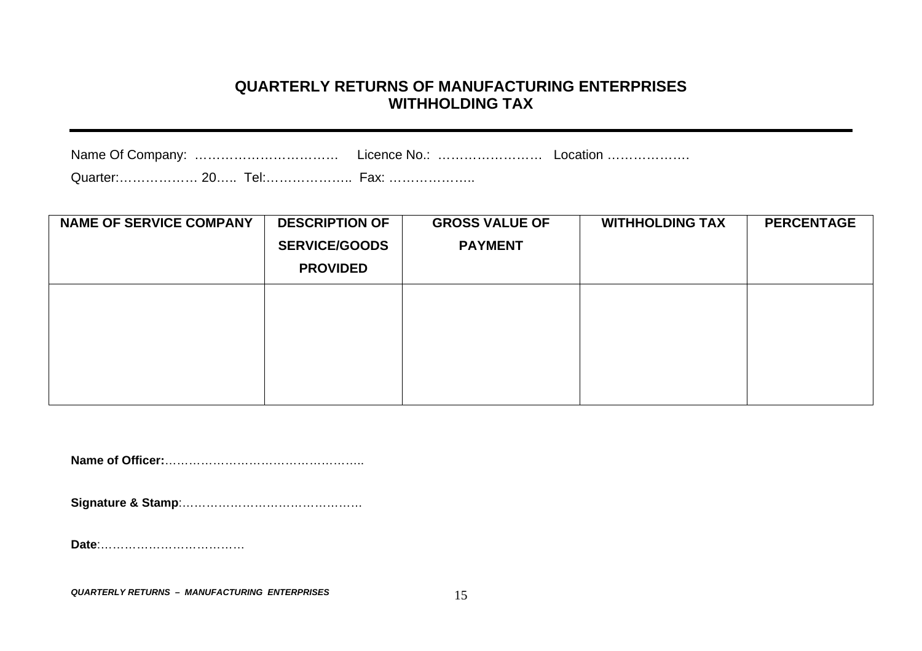# QUARTERLY RETURNS OF MANUFACTURING ENTERPRISES
# WITHHOLDING TAX

---

Name Of Company: …………………………… Licence No.: …………………… Location ……………….

Quarter:……………… 20….. Tel:……………….. Fax: ………………..

| NAME OF SERVICE COMPANY | DESCRIPTION OF SERVICE/GOODS PROVIDED | GROSS VALUE OF PAYMENT | WITHHOLDING TAX | PERCENTAGE |
|---|---|---|---|---|
| | | | | |

**Name of Officer:**…………………………………………..

**Signature & Stamp**:………………………………………

**Date**:………………………………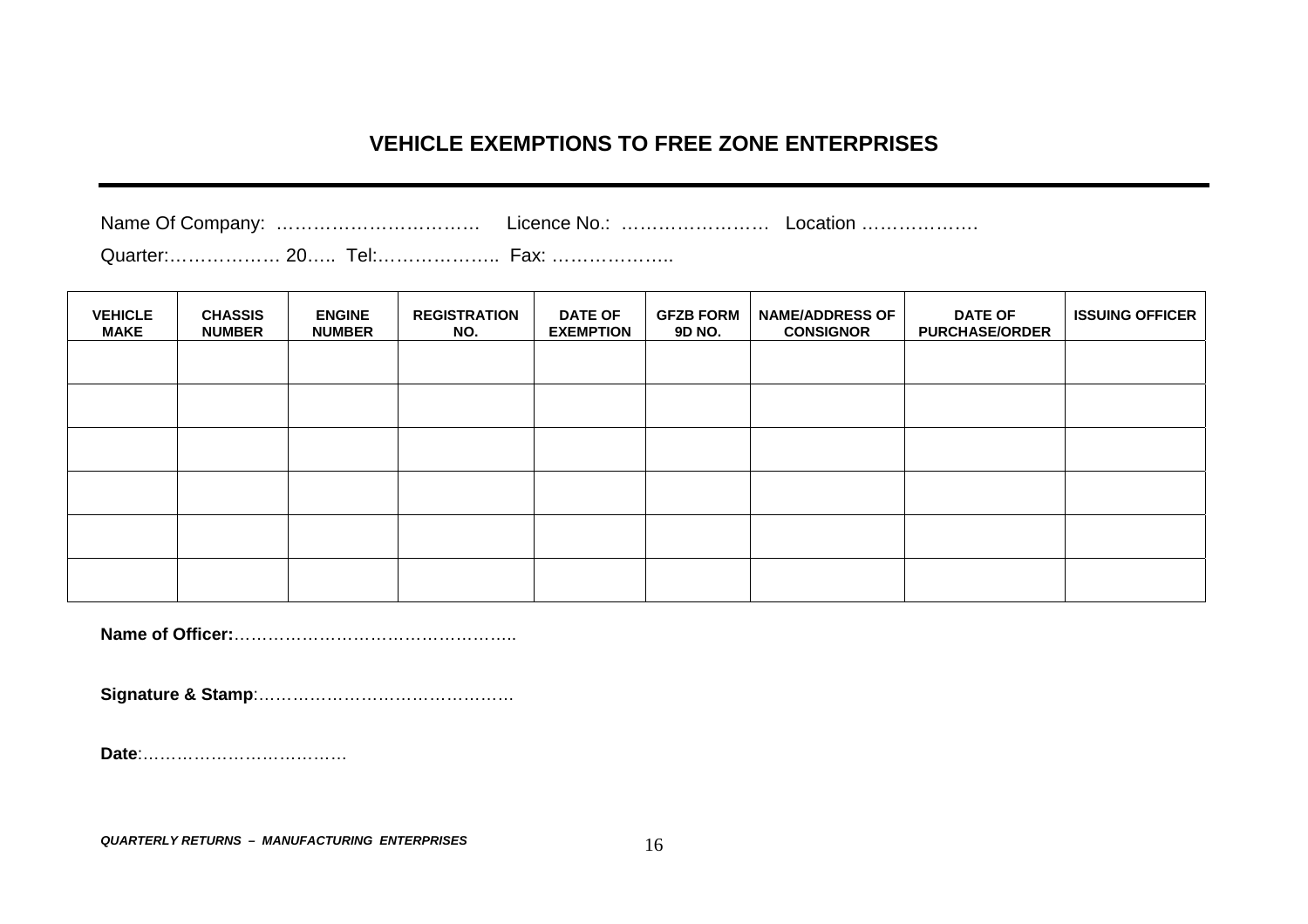## VEHICLE EXEMPTIONS TO FREE ZONE ENTERPRISES

---

Name Of Company: …………………………… Licence No.: …………………… Location ……………….

Quarter:……………… 20….. Tel:……………….. Fax: ………………..

| VEHICLE MAKE | CHASSIS NUMBER | ENGINE NUMBER | REGISTRATION NO. | DATE OF EXEMPTION | GFZB FORM 9D NO. | NAME/ADDRESS OF CONSIGNOR | DATE OF PURCHASE/ORDER | ISSUING OFFICER |
|---|---|---|---|---|---|---|---|---|
| | | | | | | | | |
| | | | | | | | | |
| | | | | | | | | |
| | | | | | | | | |
| | | | | | | | | |
| | | | | | | | | |

**Name of Officer:**…………………………………………..

**Signature & Stamp**:………………………………………

**Date**:………………………………

***QUARTERLY RETURNS – MANUFACTURING ENTERPRISES***